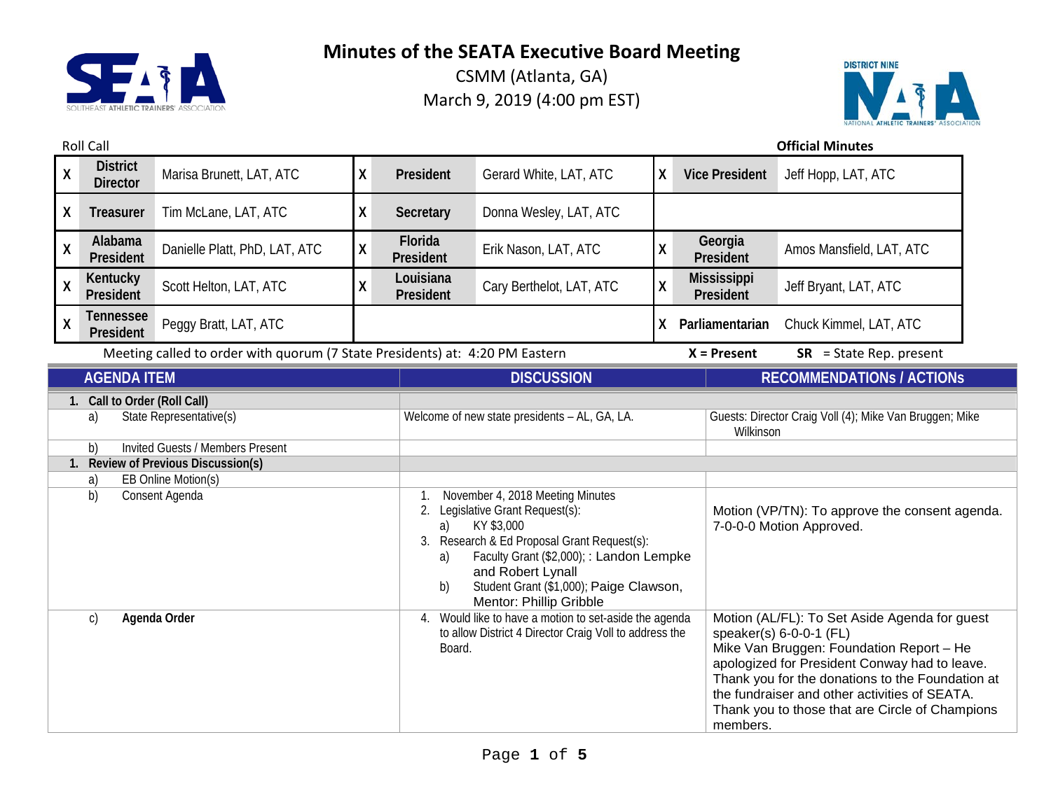# Minutes of the SEATA Executive Board Meeting

CSMM (Atlanta, GA)
March 9, 2019 (4:00 pm EST)

Roll Call — **Official Minutes**

| | | | | | | | | |
|---|---|---|---|---|---|---|---|---|
| X | District Director | Marisa Brunett, LAT, ATC | X | President | Gerard White, LAT, ATC | X | Vice President | Jeff Hopp, LAT, ATC |
| X | Treasurer | Tim McLane, LAT, ATC | X | Secretary | Donna Wesley, LAT, ATC | | | |
| X | Alabama President | Danielle Platt, PhD, LAT, ATC | X | Florida President | Erik Nason, LAT, ATC | X | Georgia President | Amos Mansfield, LAT, ATC |
| X | Kentucky President | Scott Helton, LAT, ATC | X | Louisiana President | Cary Berthelot, LAT, ATC | X | Mississippi President | Jeff Bryant, LAT, ATC |
| X | Tennessee President | Peggy Bratt, LAT, ATC | | | | X | Parliamentarian | Chuck Kimmel, LAT, ATC |

Meeting called to order with quorum (7 State Presidents) at: 4:20 PM Eastern — **X = Present** — **SR** = State Rep. present

| AGENDA ITEM | DISCUSSION | RECOMMENDATIONs / ACTIONs |
|---|---|---|
| **1. Call to Order (Roll Call)** | | |
| a) State Representative(s) | Welcome of new state presidents – AL, GA, LA. | Guests: Director Craig Voll (4); Mike Van Bruggen; Mike Wilkinson |
| b) Invited Guests / Members Present | | |
| **1. Review of Previous Discussion(s)** | | |
| a) EB Online Motion(s) | | |
| b) Consent Agenda | 1. November 4, 2018 Meeting Minutes<br>2. Legislative Grant Request(s):<br>a) KY $3,000<br>3. Research & Ed Proposal Grant Request(s):<br>a) Faculty Grant ($2,000); : Landon Lempke and Robert Lynall<br>b) Student Grant ($1,000); Paige Clawson, Mentor: Phillip Gribble | Motion (VP/TN): To approve the consent agenda. 7-0-0-0 Motion Approved. |
| c) **Agenda Order** | 4. Would like to have a motion to set-aside the agenda to allow District 4 Director Craig Voll to address the Board. | Motion (AL/FL): To Set Aside Agenda for guest speaker(s) 6-0-0-1 (FL)<br>Mike Van Bruggen: Foundation Report – He apologized for President Conway had to leave. Thank you for the donations to the Foundation at the fundraiser and other activities of SEATA. Thank you to those that are Circle of Champions members. |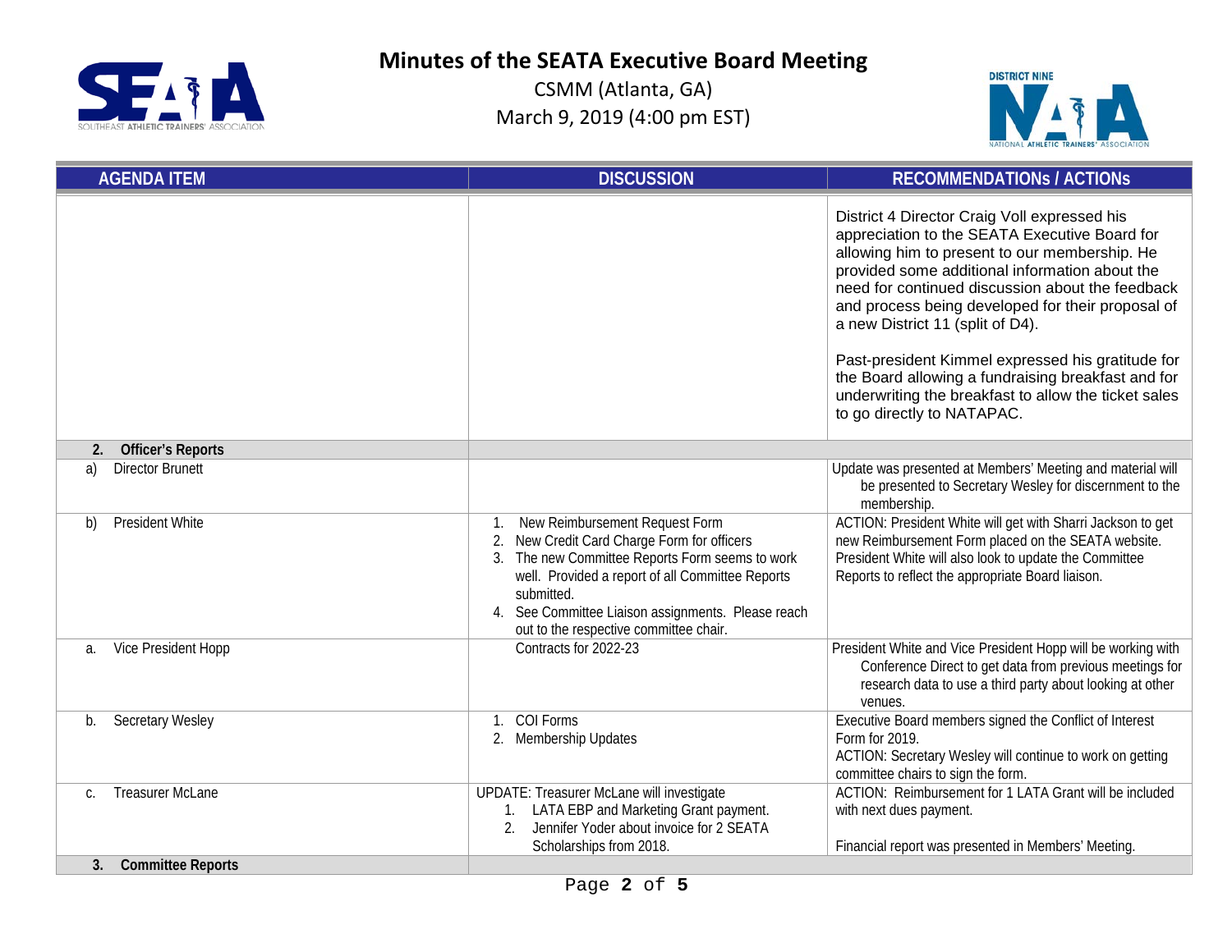# Minutes of the SEATA Executive Board Meeting

CSMM (Atlanta, GA)
March 9, 2019 (4:00 pm EST)

| AGENDA ITEM | DISCUSSION | RECOMMENDATIONs / ACTIONs |
|---|---|---|
| | | District 4 Director Craig Voll expressed his appreciation to the SEATA Executive Board for allowing him to present to our membership. He provided some additional information about the need for continued discussion about the feedback and process being developed for their proposal of a new District 11 (split of D4).<br><br>Past-president Kimmel expressed his gratitude for the Board allowing a fundraising breakfast and for underwriting the breakfast to allow the ticket sales to go directly to NATAPAC. |
| **2. Officer's Reports** | | |
| a) Director Brunett | | Update was presented at Members' Meeting and material will be presented to Secretary Wesley for discernment to the membership. |
| b) President White | 1. New Reimbursement Request Form<br>2. New Credit Card Charge Form for officers<br>3. The new Committee Reports Form seems to work well. Provided a report of all Committee Reports submitted.<br>4. See Committee Liaison assignments. Please reach out to the respective committee chair. | ACTION: President White will get with Sharri Jackson to get new Reimbursement Form placed on the SEATA website. President White will also look to update the Committee Reports to reflect the appropriate Board liaison. |
| a. Vice President Hopp | Contracts for 2022-23 | President White and Vice President Hopp will be working with Conference Direct to get data from previous meetings for research data to use a third party about looking at other venues. |
| b. Secretary Wesley | 1. COI Forms<br>2. Membership Updates | Executive Board members signed the Conflict of Interest Form for 2019.<br>ACTION: Secretary Wesley will continue to work on getting committee chairs to sign the form. |
| c. Treasurer McLane | UPDATE: Treasurer McLane will investigate<br>1. LATA EBP and Marketing Grant payment.<br>2. Jennifer Yoder about invoice for 2 SEATA Scholarships from 2018. | ACTION: Reimbursement for 1 LATA Grant will be included with next dues payment.<br><br>Financial report was presented in Members' Meeting. |
| **3. Committee Reports** | | |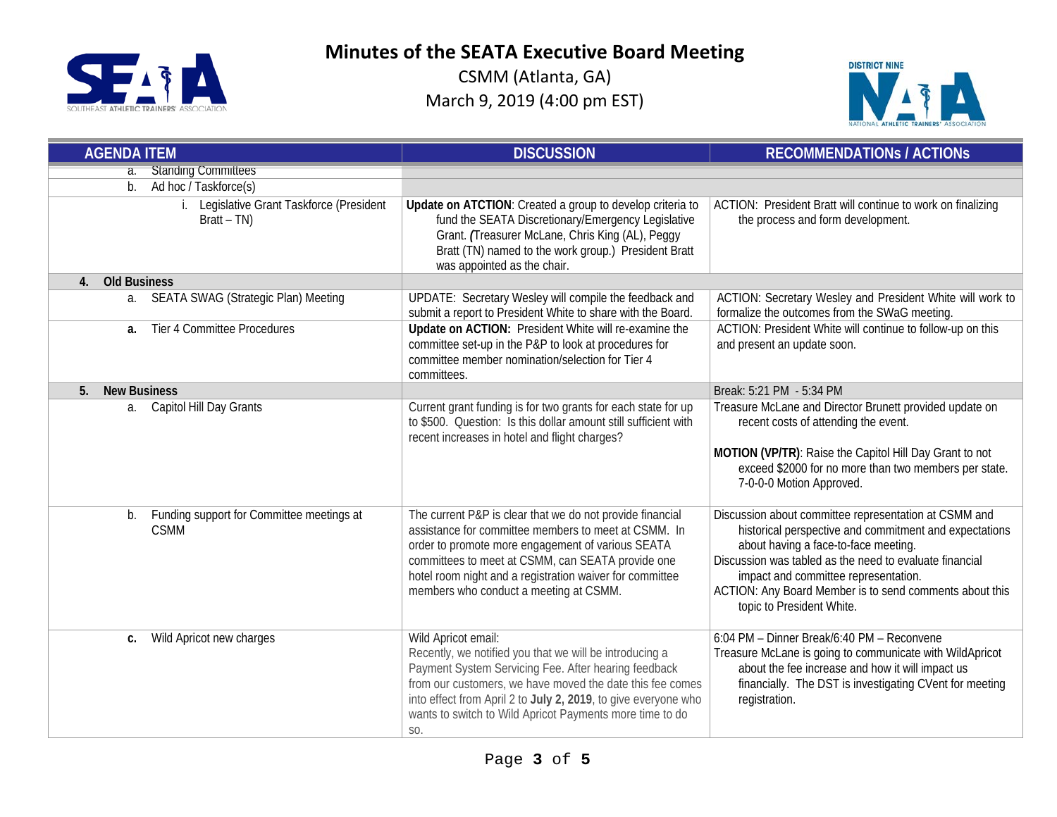# Minutes of the SEATA Executive Board Meeting

CSMM (Atlanta, GA)
March 9, 2019 (4:00 pm EST)

| AGENDA ITEM | DISCUSSION | RECOMMENDATIONs / ACTIONs |
|---|---|---|
| a. Standing Committees | | |
| b. Ad hoc / Taskforce(s) | | |
| i. Legislative Grant Taskforce (President Bratt – TN) | **Update on ATCTION**: Created a group to develop criteria to fund the SEATA Discretionary/Emergency Legislative Grant. (Treasurer McLane, Chris King (AL), Peggy Bratt (TN) named to the work group.) President Bratt was appointed as the chair. | ACTION: President Bratt will continue to work on finalizing the process and form development. |
| **4. Old Business** | | |
| a. SEATA SWAG (Strategic Plan) Meeting | UPDATE: Secretary Wesley will compile the feedback and submit a report to President White to share with the Board. | ACTION: Secretary Wesley and President White will work to formalize the outcomes from the SWaG meeting. |
| **a.** Tier 4 Committee Procedures | **Update on ACTION:** President White will re-examine the committee set-up in the P&P to look at procedures for committee member nomination/selection for Tier 4 committees. | ACTION: President White will continue to follow-up on this and present an update soon. |
| **5. New Business** | | Break: 5:21 PM - 5:34 PM |
| a. Capitol Hill Day Grants | Current grant funding is for two grants for each state for up to $500. Question: Is this dollar amount still sufficient with recent increases in hotel and flight charges? | Treasure McLane and Director Brunett provided update on recent costs of attending the event.<br><br>**MOTION (VP/TR)**: Raise the Capitol Hill Day Grant to not exceed $2000 for no more than two members per state. 7-0-0-0 Motion Approved. |
| b. Funding support for Committee meetings at CSMM | The current P&P is clear that we do not provide financial assistance for committee members to meet at CSMM. In order to promote more engagement of various SEATA committees to meet at CSMM, can SEATA provide one hotel room night and a registration waiver for committee members who conduct a meeting at CSMM. | Discussion about committee representation at CSMM and historical perspective and commitment and expectations about having a face-to-face meeting.<br>Discussion was tabled as the need to evaluate financial impact and committee representation.<br>ACTION: Any Board Member is to send comments about this topic to President White. |
| **c.** Wild Apricot new charges | Wild Apricot email:<br>Recently, we notified you that we will be introducing a Payment System Servicing Fee. After hearing feedback from our customers, we have moved the date this fee comes into effect from April 2 to **July 2, 2019**, to give everyone who wants to switch to Wild Apricot Payments more time to do so. | 6:04 PM – Dinner Break/6:40 PM – Reconvene<br>Treasure McLane is going to communicate with WildApricot about the fee increase and how it will impact us financially. The DST is investigating CVent for meeting registration. |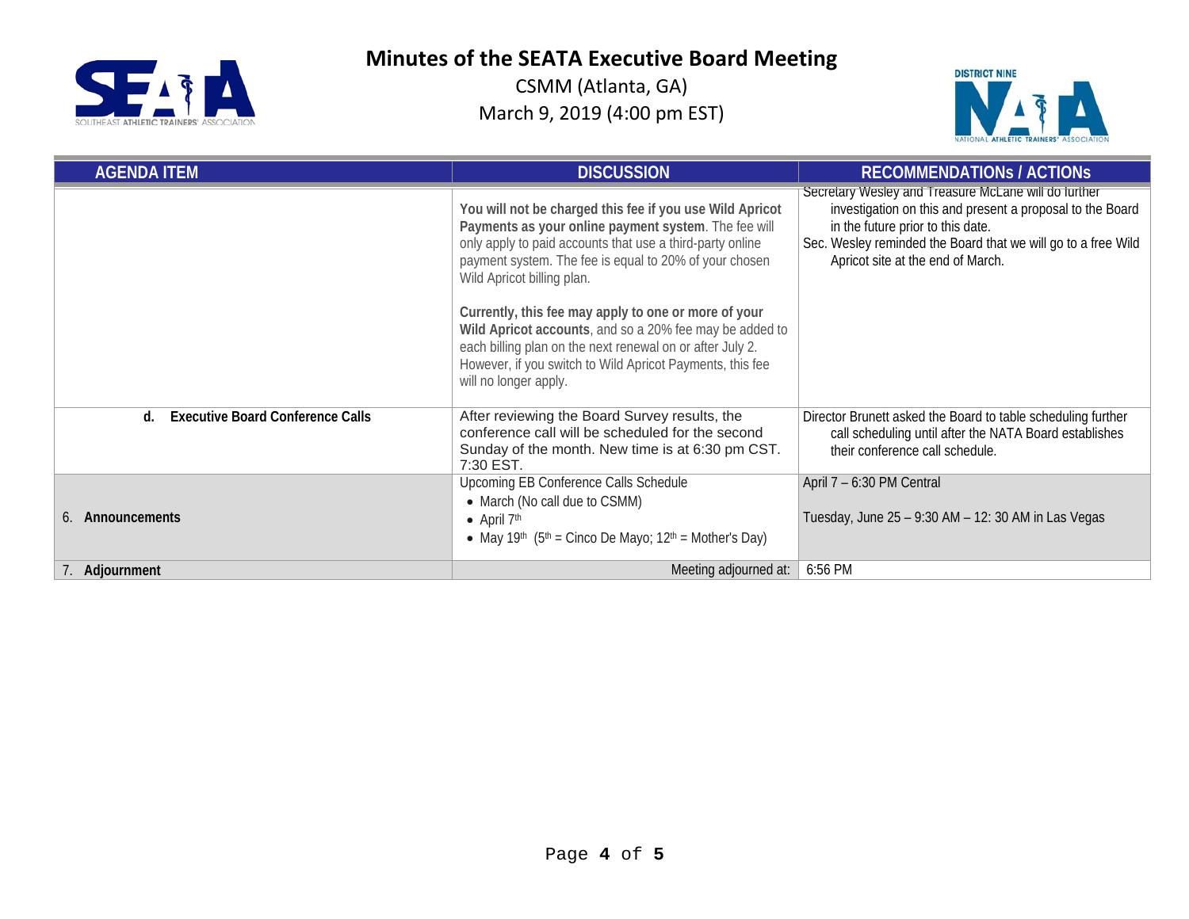# Minutes of the SEATA Executive Board Meeting

CSMM (Atlanta, GA)
March 9, 2019 (4:00 pm EST)

| AGENDA ITEM | DISCUSSION | RECOMMENDATIONs / ACTIONs |
|---|---|---|
| | **You will not be charged this fee if you use Wild Apricot Payments as your online payment system**. The fee will only apply to paid accounts that use a third-party online payment system. The fee is equal to 20% of your chosen Wild Apricot billing plan.<br><br>**Currently, this fee may apply to one or more of your Wild Apricot accounts**, and so a 20% fee may be added to each billing plan on the next renewal on or after July 2. However, if you switch to Wild Apricot Payments, this fee will no longer apply. | Secretary Wesley and Treasure McLane will do further investigation on this and present a proposal to the Board in the future prior to this date.<br>Sec. Wesley reminded the Board that we will go to a free Wild Apricot site at the end of March. |
| **d. Executive Board Conference Calls** | After reviewing the Board Survey results, the conference call will be scheduled for the second Sunday of the month. New time is at 6:30 pm CST. 7:30 EST. | Director Brunett asked the Board to table scheduling further call scheduling until after the NATA Board establishes their conference call schedule. |
| 6. **Announcements** | Upcoming EB Conference Calls Schedule<br>• March (No call due to CSMM)<br>• April 7th<br>• May 19th (5th = Cinco De Mayo; 12th = Mother's Day) | April 7 – 6:30 PM Central<br><br>Tuesday, June 25 – 9:30 AM – 12: 30 AM in Las Vegas |
| 7. **Adjournment** | Meeting adjourned at: | 6:56 PM |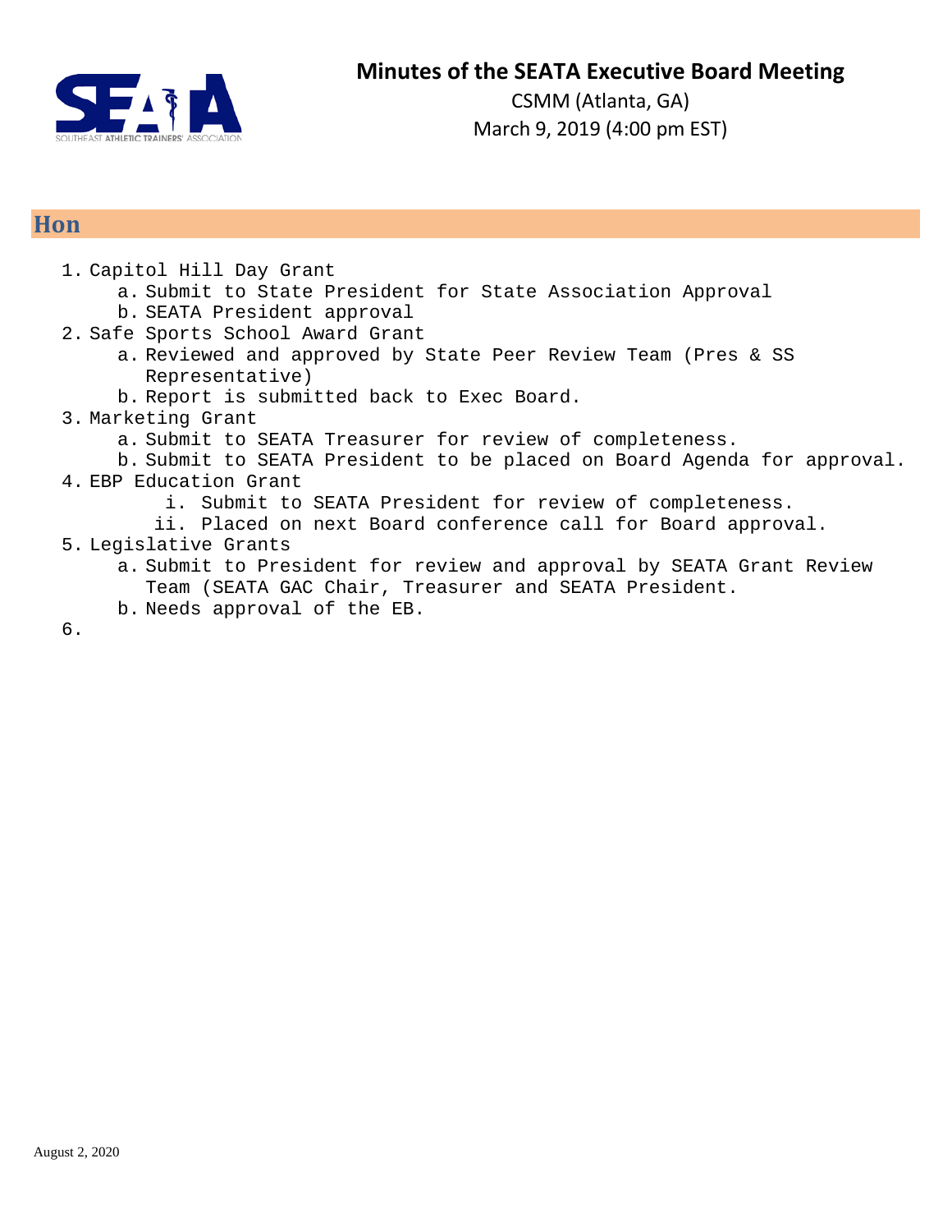# Minutes of the SEATA Executive Board Meeting

CSMM (Atlanta, GA)
March 9, 2019 (4:00 pm EST)

## Hon

1. Capitol Hill Day Grant
   a. Submit to State President for State Association Approval
   b. SEATA President approval
2. Safe Sports School Award Grant
   a. Reviewed and approved by State Peer Review Team (Pres & SS Representative)
   b. Report is submitted back to Exec Board.
3. Marketing Grant
   a. Submit to SEATA Treasurer for review of completeness.
   b. Submit to SEATA President to be placed on Board Agenda for approval.
4. EBP Education Grant
   i. Submit to SEATA President for review of completeness.
   ii. Placed on next Board conference call for Board approval.
5. Legislative Grants
   a. Submit to President for review and approval by SEATA Grant Review Team (SEATA GAC Chair, Treasurer and SEATA President.
   b. Needs approval of the EB.
6.

August 2, 2020